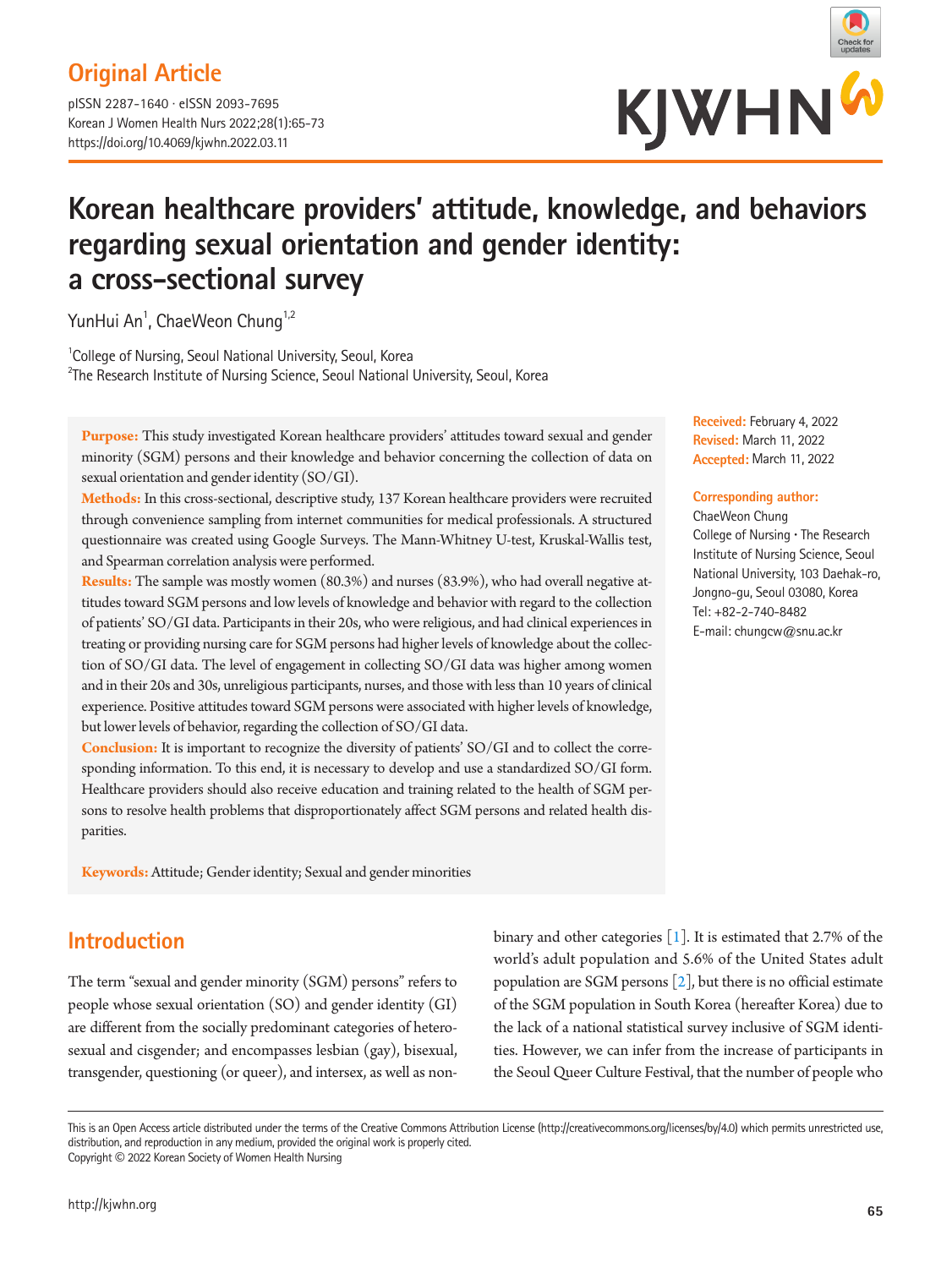Original Article

pISSN 2287-1640 · eISSN 2093-7695
Korean J Women Health Nurs 2022;28(1):65-73
https://doi.org/10.4069/kjwhn.2022.03.11

# Korean healthcare providers' attitude, knowledge, and behaviors regarding sexual orientation and gender identity: a cross-sectional survey

YunHui An[1], ChaeWeon Chung[1,2]

[1]College of Nursing, Seoul National University, Seoul, Korea
[2]The Research Institute of Nursing Science, Seoul National University, Seoul, Korea

**Purpose:** This study investigated Korean healthcare providers' attitudes toward sexual and gender minority (SGM) persons and their knowledge and behavior concerning the collection of data on sexual orientation and gender identity (SO/GI).

**Methods:** In this cross-sectional, descriptive study, 137 Korean healthcare providers were recruited through convenience sampling from internet communities for medical professionals. A structured questionnaire was created using Google Surveys. The Mann-Whitney U-test, Kruskal-Wallis test, and Spearman correlation analysis were performed.

**Results:** The sample was mostly women (80.3%) and nurses (83.9%), who had overall negative attitudes toward SGM persons and low levels of knowledge and behavior with regard to the collection of patients' SO/GI data. Participants in their 20s, who were religious, and had clinical experiences in treating or providing nursing care for SGM persons had higher levels of knowledge about the collection of SO/GI data. The level of engagement in collecting SO/GI data was higher among women and in their 20s and 30s, unreligious participants, nurses, and those with less than 10 years of clinical experience. Positive attitudes toward SGM persons were associated with higher levels of knowledge, but lower levels of behavior, regarding the collection of SO/GI data.

**Conclusion:** It is important to recognize the diversity of patients' SO/GI and to collect the corresponding information. To this end, it is necessary to develop and use a standardized SO/GI form. Healthcare providers should also receive education and training related to the health of SGM persons to resolve health problems that disproportionately affect SGM persons and related health disparities.

**Keywords:** Attitude; Gender identity; Sexual and gender minorities

**Received:** February 4, 2022
**Revised:** March 11, 2022
**Accepted:** March 11, 2022

**Corresponding author:**
ChaeWeon Chung
College of Nursing · The Research Institute of Nursing Science, Seoul National University, 103 Daehak-ro, Jongno-gu, Seoul 03080, Korea
Tel: +82-2-740-8482
E-mail: chungcw@snu.ac.kr

## Introduction

The term "sexual and gender minority (SGM) persons" refers to people whose sexual orientation (SO) and gender identity (GI) are different from the socially predominant categories of heterosexual and cisgender; and encompasses lesbian (gay), bisexual, transgender, questioning (or queer), and intersex, as well as non-binary and other categories [1]. It is estimated that 2.7% of the world's adult population and 5.6% of the United States adult population are SGM persons [2], but there is no official estimate of the SGM population in South Korea (hereafter Korea) due to the lack of a national statistical survey inclusive of SGM identities. However, we can infer from the increase of participants in the Seoul Queer Culture Festival, that the number of people who

This is an Open Access article distributed under the terms of the Creative Commons Attribution License (http://creativecommons.org/licenses/by/4.0) which permits unrestricted use, distribution, and reproduction in any medium, provided the original work is properly cited.
Copyright © 2022 Korean Society of Women Health Nursing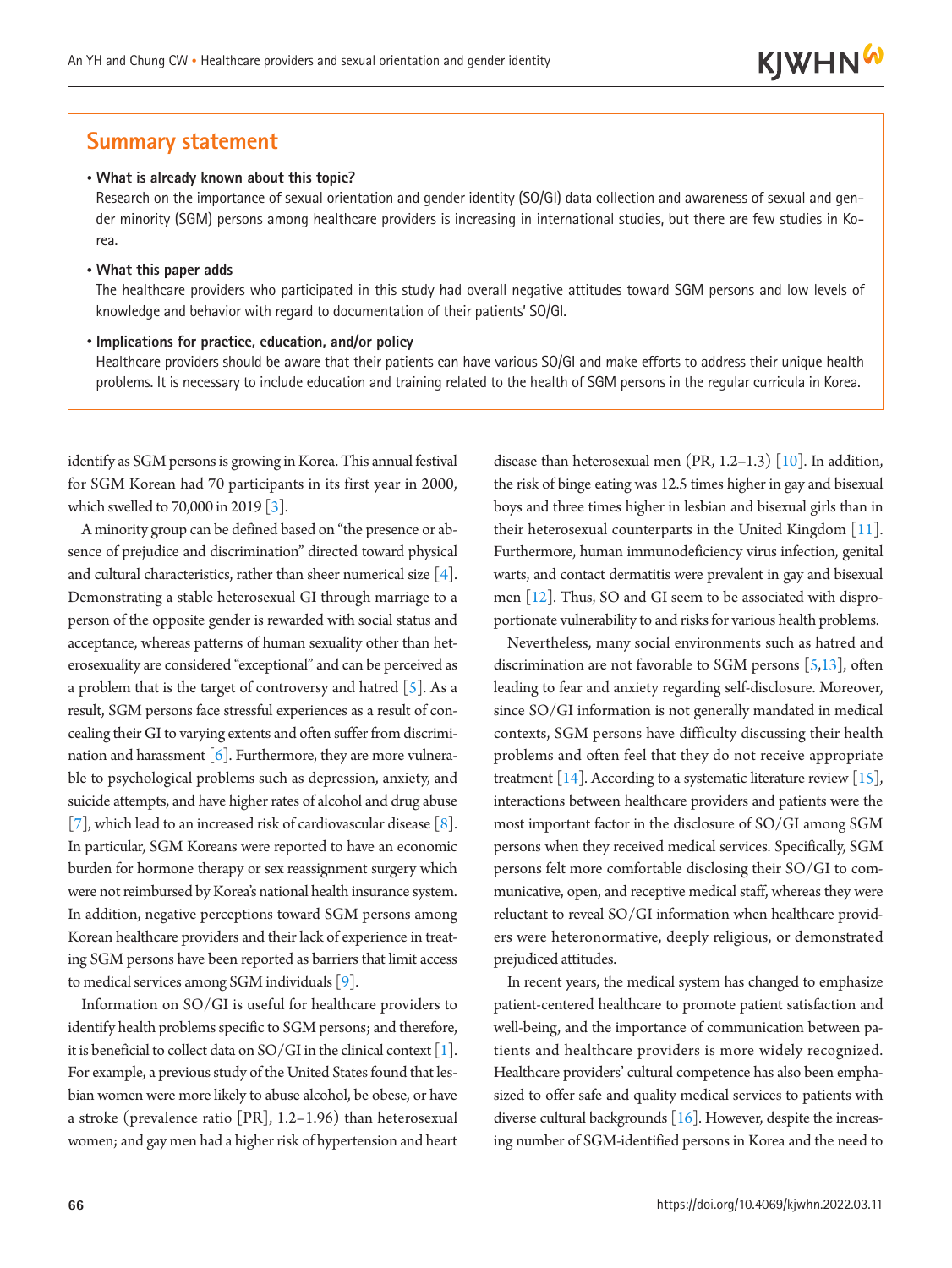## Summary statement

- **What is already known about this topic?**
  Research on the importance of sexual orientation and gender identity (SO/GI) data collection and awareness of sexual and gender minority (SGM) persons among healthcare providers is increasing in international studies, but there are few studies in Korea.
- **What this paper adds**
  The healthcare providers who participated in this study had overall negative attitudes toward SGM persons and low levels of knowledge and behavior with regard to documentation of their patients' SO/GI.
- **Implications for practice, education, and/or policy**
  Healthcare providers should be aware that their patients can have various SO/GI and make efforts to address their unique health problems. It is necessary to include education and training related to the health of SGM persons in the regular curricula in Korea.

identify as SGM persons is growing in Korea. This annual festival for SGM Korean had 70 participants in its first year in 2000, which swelled to 70,000 in 2019 [3].

A minority group can be defined based on "the presence or absence of prejudice and discrimination" directed toward physical and cultural characteristics, rather than sheer numerical size [4]. Demonstrating a stable heterosexual GI through marriage to a person of the opposite gender is rewarded with social status and acceptance, whereas patterns of human sexuality other than heterosexuality are considered "exceptional" and can be perceived as a problem that is the target of controversy and hatred [5]. As a result, SGM persons face stressful experiences as a result of concealing their GI to varying extents and often suffer from discrimination and harassment [6]. Furthermore, they are more vulnerable to psychological problems such as depression, anxiety, and suicide attempts, and have higher rates of alcohol and drug abuse [7], which lead to an increased risk of cardiovascular disease [8]. In particular, SGM Koreans were reported to have an economic burden for hormone therapy or sex reassignment surgery which were not reimbursed by Korea's national health insurance system. In addition, negative perceptions toward SGM persons among Korean healthcare providers and their lack of experience in treating SGM persons have been reported as barriers that limit access to medical services among SGM individuals [9].

Information on SO/GI is useful for healthcare providers to identify health problems specific to SGM persons; and therefore, it is beneficial to collect data on SO/GI in the clinical context [1]. For example, a previous study of the United States found that lesbian women were more likely to abuse alcohol, be obese, or have a stroke (prevalence ratio [PR], 1.2–1.96) than heterosexual women; and gay men had a higher risk of hypertension and heart disease than heterosexual men (PR, 1.2–1.3) [10]. In addition, the risk of binge eating was 12.5 times higher in gay and bisexual boys and three times higher in lesbian and bisexual girls than in their heterosexual counterparts in the United Kingdom [11]. Furthermore, human immunodeficiency virus infection, genital warts, and contact dermatitis were prevalent in gay and bisexual men [12]. Thus, SO and GI seem to be associated with disproportionate vulnerability to and risks for various health problems.

Nevertheless, many social environments such as hatred and discrimination are not favorable to SGM persons [5,13], often leading to fear and anxiety regarding self-disclosure. Moreover, since SO/GI information is not generally mandated in medical contexts, SGM persons have difficulty discussing their health problems and often feel that they do not receive appropriate treatment [14]. According to a systematic literature review [15], interactions between healthcare providers and patients were the most important factor in the disclosure of SO/GI among SGM persons when they received medical services. Specifically, SGM persons felt more comfortable disclosing their SO/GI to communicative, open, and receptive medical staff, whereas they were reluctant to reveal SO/GI information when healthcare providers were heteronormative, deeply religious, or demonstrated prejudiced attitudes.

In recent years, the medical system has changed to emphasize patient-centered healthcare to promote patient satisfaction and well-being, and the importance of communication between patients and healthcare providers is more widely recognized. Healthcare providers' cultural competence has also been emphasized to offer safe and quality medical services to patients with diverse cultural backgrounds [16]. However, despite the increasing number of SGM-identified persons in Korea and the need to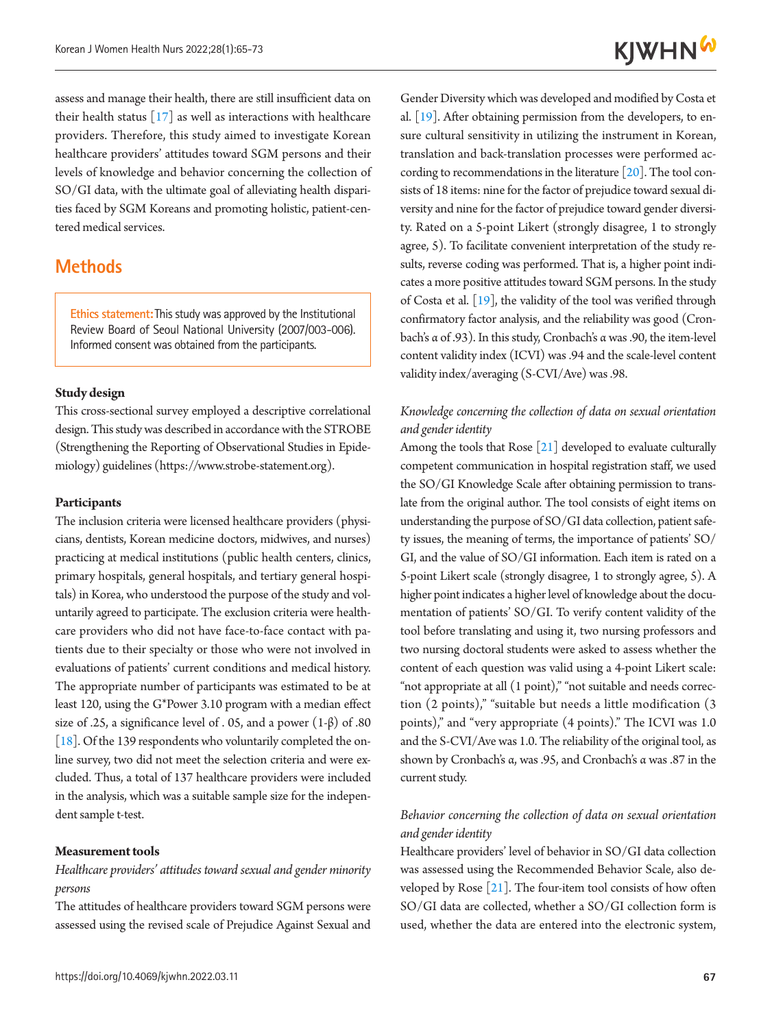assess and manage their health, there are still insufficient data on their health status [17] as well as interactions with healthcare providers. Therefore, this study aimed to investigate Korean healthcare providers' attitudes toward SGM persons and their levels of knowledge and behavior concerning the collection of SO/GI data, with the ultimate goal of alleviating health disparities faced by SGM Koreans and promoting holistic, patient-centered medical services.

## Methods

Ethics statement: This study was approved by the Institutional Review Board of Seoul National University (2007/003-006). Informed consent was obtained from the participants.

### Study design

This cross-sectional survey employed a descriptive correlational design. This study was described in accordance with the STROBE (Strengthening the Reporting of Observational Studies in Epidemiology) guidelines (https://www.strobe-statement.org).

### Participants

The inclusion criteria were licensed healthcare providers (physicians, dentists, Korean medicine doctors, midwives, and nurses) practicing at medical institutions (public health centers, clinics, primary hospitals, general hospitals, and tertiary general hospitals) in Korea, who understood the purpose of the study and voluntarily agreed to participate. The exclusion criteria were healthcare providers who did not have face-to-face contact with patients due to their specialty or those who were not involved in evaluations of patients' current conditions and medical history. The appropriate number of participants was estimated to be at least 120, using the G*Power 3.10 program with a median effect size of .25, a significance level of . 05, and a power (1-β) of .80 [18]. Of the 139 respondents who voluntarily completed the online survey, two did not meet the selection criteria and were excluded. Thus, a total of 137 healthcare providers were included in the analysis, which was a suitable sample size for the independent sample t-test.

### Measurement tools

*Healthcare providers' attitudes toward sexual and gender minority persons*

The attitudes of healthcare providers toward SGM persons were assessed using the revised scale of Prejudice Against Sexual and Gender Diversity which was developed and modified by Costa et al. [19]. After obtaining permission from the developers, to ensure cultural sensitivity in utilizing the instrument in Korean, translation and back-translation processes were performed according to recommendations in the literature [20]. The tool consists of 18 items: nine for the factor of prejudice toward sexual diversity and nine for the factor of prejudice toward gender diversity. Rated on a 5-point Likert (strongly disagree, 1 to strongly agree, 5). To facilitate convenient interpretation of the study results, reverse coding was performed. That is, a higher point indicates a more positive attitudes toward SGM persons. In the study of Costa et al. [19], the validity of the tool was verified through confirmatory factor analysis, and the reliability was good (Cronbach's α of .93). In this study, Cronbach's α was .90, the item-level content validity index (ICVI) was .94 and the scale-level content validity index/averaging (S-CVI/Ave) was .98.

*Knowledge concerning the collection of data on sexual orientation and gender identity*

Among the tools that Rose [21] developed to evaluate culturally competent communication in hospital registration staff, we used the SO/GI Knowledge Scale after obtaining permission to translate from the original author. The tool consists of eight items on understanding the purpose of SO/GI data collection, patient safety issues, the meaning of terms, the importance of patients' SO/GI, and the value of SO/GI information. Each item is rated on a 5-point Likert scale (strongly disagree, 1 to strongly agree, 5). A higher point indicates a higher level of knowledge about the documentation of patients' SO/GI. To verify content validity of the tool before translating and using it, two nursing professors and two nursing doctoral students were asked to assess whether the content of each question was valid using a 4-point Likert scale: "not appropriate at all (1 point)," "not suitable and needs correction (2 points)," "suitable but needs a little modification (3 points)," and "very appropriate (4 points)." The ICVI was 1.0 and the S-CVI/Ave was 1.0. The reliability of the original tool, as shown by Cronbach's α, was .95, and Cronbach's α was .87 in the current study.

*Behavior concerning the collection of data on sexual orientation and gender identity*

Healthcare providers' level of behavior in SO/GI data collection was assessed using the Recommended Behavior Scale, also developed by Rose [21]. The four-item tool consists of how often SO/GI data are collected, whether a SO/GI collection form is used, whether the data are entered into the electronic system,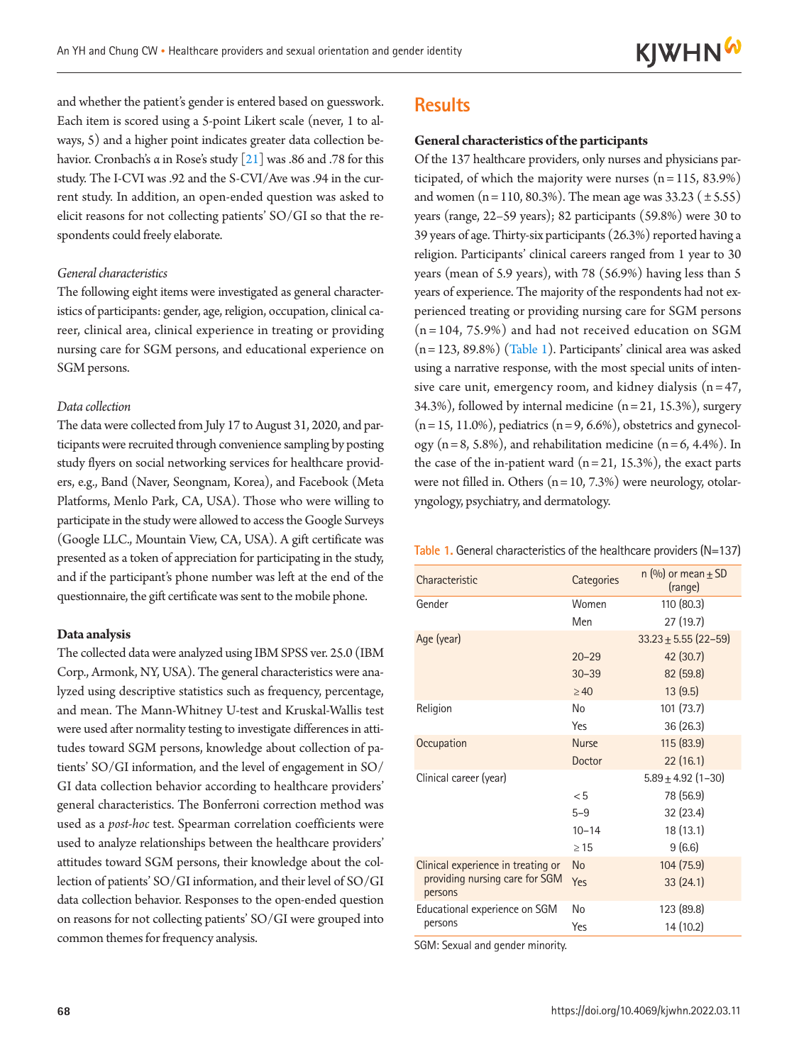and whether the patient's gender is entered based on guesswork. Each item is scored using a 5-point Likert scale (never, 1 to always, 5) and a higher point indicates greater data collection behavior. Cronbach's α in Rose's study [21] was .86 and .78 for this study. The I-CVI was .92 and the S-CVI/Ave was .94 in the current study. In addition, an open-ended question was asked to elicit reasons for not collecting patients' SO/GI so that the respondents could freely elaborate.

*General characteristics*

The following eight items were investigated as general characteristics of participants: gender, age, religion, occupation, clinical career, clinical area, clinical experience in treating or providing nursing care for SGM persons, and educational experience on SGM persons.

*Data collection*

The data were collected from July 17 to August 31, 2020, and participants were recruited through convenience sampling by posting study flyers on social networking services for healthcare providers, e.g., Band (Naver, Seongnam, Korea), and Facebook (Meta Platforms, Menlo Park, CA, USA). Those who were willing to participate in the study were allowed to access the Google Surveys (Google LLC., Mountain View, CA, USA). A gift certificate was presented as a token of appreciation for participating in the study, and if the participant's phone number was left at the end of the questionnaire, the gift certificate was sent to the mobile phone.

**Data analysis**

The collected data were analyzed using IBM SPSS ver. 25.0 (IBM Corp., Armonk, NY, USA). The general characteristics were analyzed using descriptive statistics such as frequency, percentage, and mean. The Mann-Whitney U-test and Kruskal-Wallis test were used after normality testing to investigate differences in attitudes toward SGM persons, knowledge about collection of patients' SO/GI information, and the level of engagement in SO/GI data collection behavior according to healthcare providers' general characteristics. The Bonferroni correction method was used as a *post-hoc* test. Spearman correlation coefficients were used to analyze relationships between the healthcare providers' attitudes toward SGM persons, their knowledge about the collection of patients' SO/GI information, and their level of SO/GI data collection behavior. Responses to the open-ended question on reasons for not collecting patients' SO/GI were grouped into common themes for frequency analysis.

## Results

**General characteristics of the participants**

Of the 137 healthcare providers, only nurses and physicians participated, of which the majority were nurses (n = 115, 83.9%) and women (n = 110, 80.3%). The mean age was 33.23 (± 5.55) years (range, 22–59 years); 82 participants (59.8%) were 30 to 39 years of age. Thirty-six participants (26.3%) reported having a religion. Participants' clinical careers ranged from 1 year to 30 years (mean of 5.9 years), with 78 (56.9%) having less than 5 years of experience. The majority of the respondents had not experienced treating or providing nursing care for SGM persons (n = 104, 75.9%) and had not received education on SGM (n = 123, 89.8%) (Table 1). Participants' clinical area was asked using a narrative response, with the most special units of intensive care unit, emergency room, and kidney dialysis (n = 47, 34.3%), followed by internal medicine (n = 21, 15.3%), surgery (n = 15, 11.0%), pediatrics (n = 9, 6.6%), obstetrics and gynecology (n = 8, 5.8%), and rehabilitation medicine (n = 6, 4.4%). In the case of the in-patient ward (n = 21, 15.3%), the exact parts were not filled in. Others (n = 10, 7.3%) were neurology, otolaryngology, psychiatry, and dermatology.

Table 1. General characteristics of the healthcare providers (N=137)

| Characteristic | Categories | n (%) or mean ± SD (range) |
|---|---|---|
| Gender | Women | 110 (80.3) |
| | Men | 27 (19.7) |
| Age (year) | | 33.23 ± 5.55 (22–59) |
| | 20–29 | 42 (30.7) |
| | 30–39 | 82 (59.8) |
| | ≥ 40 | 13 (9.5) |
| Religion | No | 101 (73.7) |
| | Yes | 36 (26.3) |
| Occupation | Nurse | 115 (83.9) |
| | Doctor | 22 (16.1) |
| Clinical career (year) | | 5.89 ± 4.92 (1–30) |
| | < 5 | 78 (56.9) |
| | 5–9 | 32 (23.4) |
| | 10–14 | 18 (13.1) |
| | ≥ 15 | 9 (6.6) |
| Clinical experience in treating or providing nursing care for SGM persons | No | 104 (75.9) |
| | Yes | 33 (24.1) |
| Educational experience on SGM persons | No | 123 (89.8) |
| | Yes | 14 (10.2) |

SGM: Sexual and gender minority.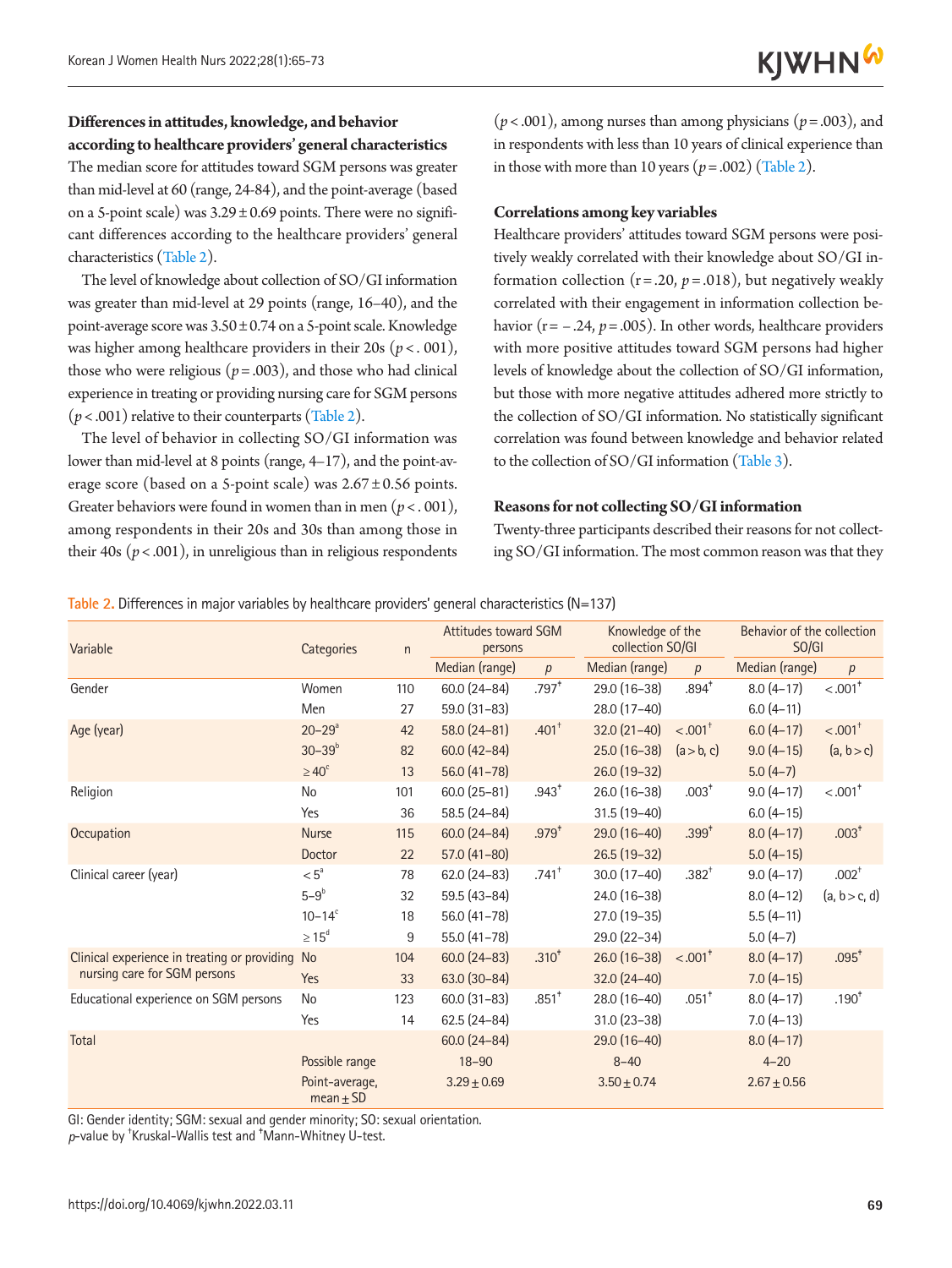### Differences in attitudes, knowledge, and behavior according to healthcare providers' general characteristics

The median score for attitudes toward SGM persons was greater than mid-level at 60 (range, 24-84), and the point-average (based on a 5-point scale) was 3.29±0.69 points. There were no significant differences according to the healthcare providers' general characteristics (Table 2).

The level of knowledge about collection of SO/GI information was greater than mid-level at 29 points (range, 16–40), and the point-average score was 3.50±0.74 on a 5-point scale. Knowledge was higher among healthcare providers in their 20s ($p<.001$), those who were religious ($p=.003$), and those who had clinical experience in treating or providing nursing care for SGM persons ($p<.001$) relative to their counterparts (Table 2).

The level of behavior in collecting SO/GI information was lower than mid-level at 8 points (range, 4–17), and the point-average score (based on a 5-point scale) was 2.67±0.56 points. Greater behaviors were found in women than in men ($p<.001$), among respondents in their 20s and 30s than among those in their 40s ($p<.001$), in unreligious than in religious respondents ($p<.001$), among nurses than among physicians ($p=.003$), and in respondents with less than 10 years of clinical experience than in those with more than 10 years ($p=.002$) (Table 2).

### Correlations among key variables

Healthcare providers' attitudes toward SGM persons were positively weakly correlated with their knowledge about SO/GI information collection ($r=.20$, $p=.018$), but negatively weakly correlated with their engagement in information collection behavior ($r=-.24$, $p=.005$). In other words, healthcare providers with more positive attitudes toward SGM persons had higher levels of knowledge about the collection of SO/GI information, but those with more negative attitudes adhered more strictly to the collection of SO/GI information. No statistically significant correlation was found between knowledge and behavior related to the collection of SO/GI information (Table 3).

### Reasons for not collecting SO/GI information

Twenty-three participants described their reasons for not collecting SO/GI information. The most common reason was that they

Table 2. Differences in major variables by healthcare providers' general characteristics (N=137)

| Variable | Categories | n | Attitudes toward SGM persons | | Knowledge of the collection SO/GI | | Behavior of the collection SO/GI | |
|---|---|---|---|---|---|---|---|---|
| | | | Median (range) | p | Median (range) | p | Median (range) | p |
| Gender | Women | 110 | 60.0 (24–84) | .797‡ | 29.0 (16–38) | .894‡ | 8.0 (4–17) | <.001‡ |
| | Men | 27 | 59.0 (31–83) | | 28.0 (17–40) | | 6.0 (4–11) | |
| Age (year) | 20–29[a] | 42 | 58.0 (24–81) | .401† | 32.0 (21–40) | <.001† | 6.0 (4–17) | <.001† |
| | 30–39[b] | 82 | 60.0 (42–84) | | 25.0 (16–38) | (a>b, c) | 9.0 (4–15) | (a, b>c) |
| | ≥40[c] | 13 | 56.0 (41–78) | | 26.0 (19–32) | | 5.0 (4–7) | |
| Religion | No | 101 | 60.0 (25–81) | .943‡ | 26.0 (16–38) | .003‡ | 9.0 (4–17) | <.001‡ |
| | Yes | 36 | 58.5 (24–84) | | 31.5 (19–40) | | 6.0 (4–15) | |
| Occupation | Nurse | 115 | 60.0 (24–84) | .979‡ | 29.0 (16–40) | .399‡ | 8.0 (4–17) | .003‡ |
| | Doctor | 22 | 57.0 (41–80) | | 26.5 (19–32) | | 5.0 (4–15) | |
| Clinical career (year) | <5[a] | 78 | 62.0 (24–83) | .741† | 30.0 (17–40) | .382† | 9.0 (4–17) | .002† |
| | 5–9[b] | 32 | 59.5 (43–84) | | 24.0 (16–38) | | 8.0 (4–12) | (a, b>c, d) |
| | 10–14[c] | 18 | 56.0 (41–78) | | 27.0 (19–35) | | 5.5 (4–11) | |
| | ≥15[d] | 9 | 55.0 (41–78) | | 29.0 (22–34) | | 5.0 (4–7) | |
| Clinical experience in treating or providing nursing care for SGM persons | No | 104 | 60.0 (24–83) | .310‡ | 26.0 (16–38) | <.001‡ | 8.0 (4–17) | .095‡ |
| | Yes | 33 | 63.0 (30–84) | | 32.0 (24–40) | | 7.0 (4–15) | |
| Educational experience on SGM persons | No | 123 | 60.0 (31–83) | .851‡ | 28.0 (16–40) | .051‡ | 8.0 (4–17) | .190‡ |
| | Yes | 14 | 62.5 (24–84) | | 31.0 (23–38) | | 7.0 (4–13) | |
| Total | | | 60.0 (24–84) | | 29.0 (16–40) | | 8.0 (4–17) | |
| | Possible range | | 18–90 | | 8–40 | | 4–20 | |
| | Point-average, mean±SD | | 3.29±0.69 | | 3.50±0.74 | | 2.67±0.56 | |

GI: Gender identity; SGM: sexual and gender minority; SO: sexual orientation.
p-value by †Kruskal-Wallis test and ‡Mann-Whitney U-test.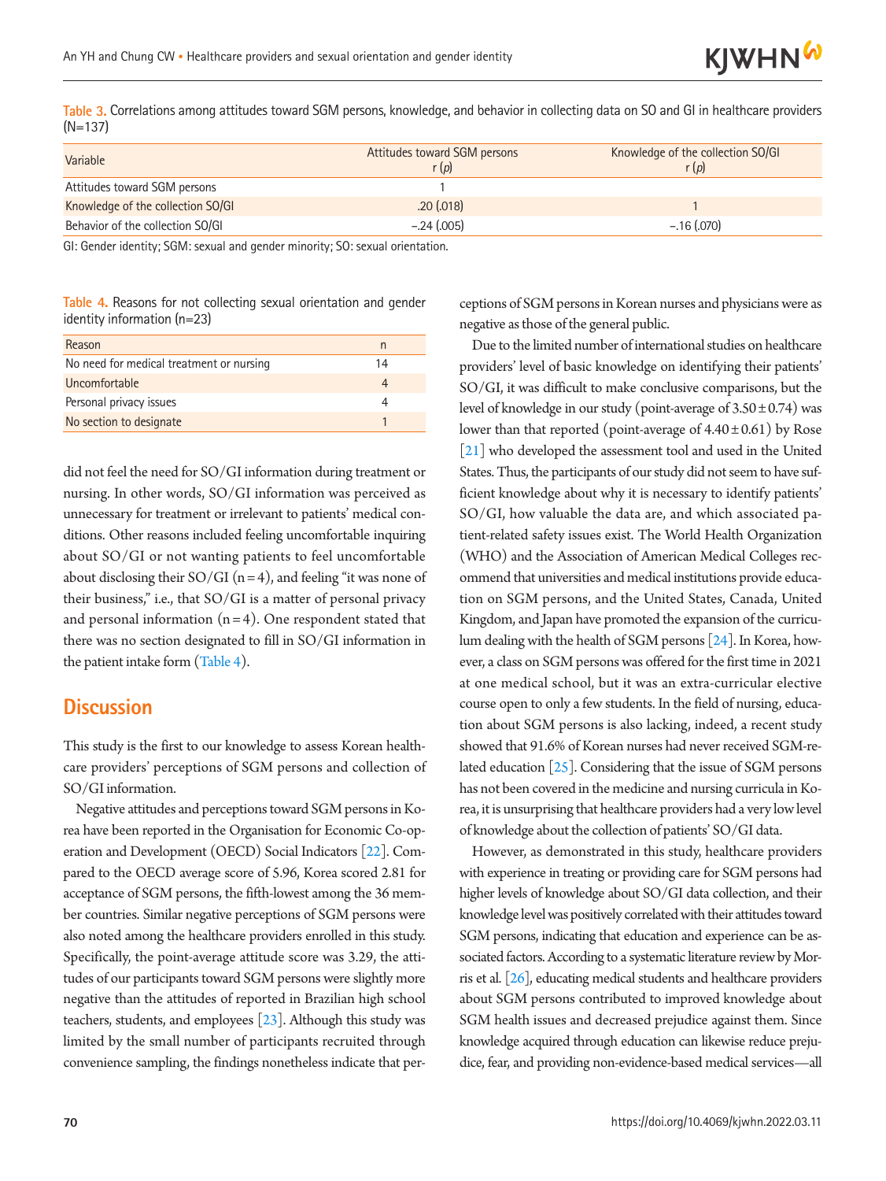Table 3. Correlations among attitudes toward SGM persons, knowledge, and behavior in collecting data on SO and GI in healthcare providers (N=137)

| Variable | Attitudes toward SGM persons r ($p$) | Knowledge of the collection SO/GI r ($p$) |
|---|---|---|
| Attitudes toward SGM persons | 1 | |
| Knowledge of the collection SO/GI | .20 (.018) | 1 |
| Behavior of the collection SO/GI | –.24 (.005) | –.16 (.070) |

GI: Gender identity; SGM: sexual and gender minority; SO: sexual orientation.

Table 4. Reasons for not collecting sexual orientation and gender identity information (n=23)

| Reason | n |
|---|---|
| No need for medical treatment or nursing | 14 |
| Uncomfortable | 4 |
| Personal privacy issues | 4 |
| No section to designate | 1 |

did not feel the need for SO/GI information during treatment or nursing. In other words, SO/GI information was perceived as unnecessary for treatment or irrelevant to patients' medical conditions. Other reasons included feeling uncomfortable inquiring about SO/GI or not wanting patients to feel uncomfortable about disclosing their SO/GI (n=4), and feeling "it was none of their business," i.e., that SO/GI is a matter of personal privacy and personal information (n=4). One respondent stated that there was no section designated to fill in SO/GI information in the patient intake form (Table 4).

## Discussion

This study is the first to our knowledge to assess Korean healthcare providers' perceptions of SGM persons and collection of SO/GI information.

Negative attitudes and perceptions toward SGM persons in Korea have been reported in the Organisation for Economic Co-operation and Development (OECD) Social Indicators [22]. Compared to the OECD average score of 5.96, Korea scored 2.81 for acceptance of SGM persons, the fifth-lowest among the 36 member countries. Similar negative perceptions of SGM persons were also noted among the healthcare providers enrolled in this study. Specifically, the point-average attitude score was 3.29, the attitudes of our participants toward SGM persons were slightly more negative than the attitudes of reported in Brazilian high school teachers, students, and employees [23]. Although this study was limited by the small number of participants recruited through convenience sampling, the findings nonetheless indicate that perceptions of SGM persons in Korean nurses and physicians were as negative as those of the general public.

Due to the limited number of international studies on healthcare providers' level of basic knowledge on identifying their patients' SO/GI, it was difficult to make conclusive comparisons, but the level of knowledge in our study (point-average of 3.50±0.74) was lower than that reported (point-average of 4.40±0.61) by Rose [21] who developed the assessment tool and used in the United States. Thus, the participants of our study did not seem to have sufficient knowledge about why it is necessary to identify patients' SO/GI, how valuable the data are, and which associated patient-related safety issues exist. The World Health Organization (WHO) and the Association of American Medical Colleges recommend that universities and medical institutions provide education on SGM persons, and the United States, Canada, United Kingdom, and Japan have promoted the expansion of the curriculum dealing with the health of SGM persons [24]. In Korea, however, a class on SGM persons was offered for the first time in 2021 at one medical school, but it was an extra-curricular elective course open to only a few students. In the field of nursing, education about SGM persons is also lacking, indeed, a recent study showed that 91.6% of Korean nurses had never received SGM-related education [25]. Considering that the issue of SGM persons has not been covered in the medicine and nursing curricula in Korea, it is unsurprising that healthcare providers had a very low level of knowledge about the collection of patients' SO/GI data.

However, as demonstrated in this study, healthcare providers with experience in treating or providing care for SGM persons had higher levels of knowledge about SO/GI data collection, and their knowledge level was positively correlated with their attitudes toward SGM persons, indicating that education and experience can be associated factors. According to a systematic literature review by Morris et al. [26], educating medical students and healthcare providers about SGM persons contributed to improved knowledge about SGM health issues and decreased prejudice against them. Since knowledge acquired through education can likewise reduce prejudice, fear, and providing non-evidence-based medical services—all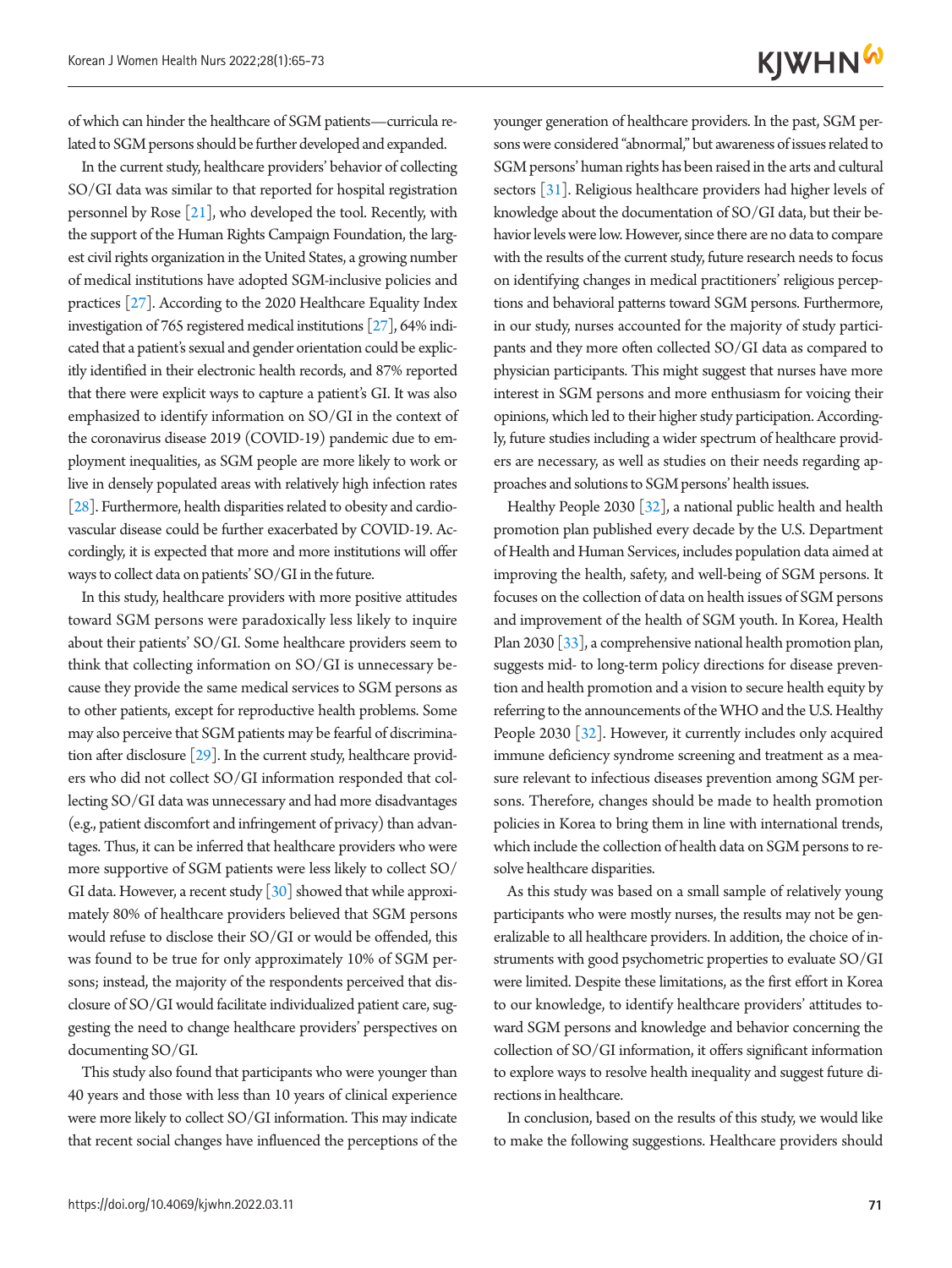of which can hinder the healthcare of SGM patients—curricula related to SGM persons should be further developed and expanded.

In the current study, healthcare providers' behavior of collecting SO/GI data was similar to that reported for hospital registration personnel by Rose [21], who developed the tool. Recently, with the support of the Human Rights Campaign Foundation, the largest civil rights organization in the United States, a growing number of medical institutions have adopted SGM-inclusive policies and practices [27]. According to the 2020 Healthcare Equality Index investigation of 765 registered medical institutions [27], 64% indicated that a patient's sexual and gender orientation could be explicitly identified in their electronic health records, and 87% reported that there were explicit ways to capture a patient's GI. It was also emphasized to identify information on SO/GI in the context of the coronavirus disease 2019 (COVID-19) pandemic due to employment inequalities, as SGM people are more likely to work or live in densely populated areas with relatively high infection rates [28]. Furthermore, health disparities related to obesity and cardiovascular disease could be further exacerbated by COVID-19. Accordingly, it is expected that more and more institutions will offer ways to collect data on patients' SO/GI in the future.

In this study, healthcare providers with more positive attitudes toward SGM persons were paradoxically less likely to inquire about their patients' SO/GI. Some healthcare providers seem to think that collecting information on SO/GI is unnecessary because they provide the same medical services to SGM persons as to other patients, except for reproductive health problems. Some may also perceive that SGM patients may be fearful of discrimination after disclosure [29]. In the current study, healthcare providers who did not collect SO/GI information responded that collecting SO/GI data was unnecessary and had more disadvantages (e.g., patient discomfort and infringement of privacy) than advantages. Thus, it can be inferred that healthcare providers who were more supportive of SGM patients were less likely to collect SO/GI data. However, a recent study [30] showed that while approximately 80% of healthcare providers believed that SGM persons would refuse to disclose their SO/GI or would be offended, this was found to be true for only approximately 10% of SGM persons; instead, the majority of the respondents perceived that disclosure of SO/GI would facilitate individualized patient care, suggesting the need to change healthcare providers' perspectives on documenting SO/GI.

This study also found that participants who were younger than 40 years and those with less than 10 years of clinical experience were more likely to collect SO/GI information. This may indicate that recent social changes have influenced the perceptions of the younger generation of healthcare providers. In the past, SGM persons were considered "abnormal," but awareness of issues related to SGM persons' human rights has been raised in the arts and cultural sectors [31]. Religious healthcare providers had higher levels of knowledge about the documentation of SO/GI data, but their behavior levels were low. However, since there are no data to compare with the results of the current study, future research needs to focus on identifying changes in medical practitioners' religious perceptions and behavioral patterns toward SGM persons. Furthermore, in our study, nurses accounted for the majority of study participants and they more often collected SO/GI data as compared to physician participants. This might suggest that nurses have more interest in SGM persons and more enthusiasm for voicing their opinions, which led to their higher study participation. Accordingly, future studies including a wider spectrum of healthcare providers are necessary, as well as studies on their needs regarding approaches and solutions to SGM persons' health issues.

Healthy People 2030 [32], a national public health and health promotion plan published every decade by the U.S. Department of Health and Human Services, includes population data aimed at improving the health, safety, and well-being of SGM persons. It focuses on the collection of data on health issues of SGM persons and improvement of the health of SGM youth. In Korea, Health Plan 2030 [33], a comprehensive national health promotion plan, suggests mid- to long-term policy directions for disease prevention and health promotion and a vision to secure health equity by referring to the announcements of the WHO and the U.S. Healthy People 2030 [32]. However, it currently includes only acquired immune deficiency syndrome screening and treatment as a measure relevant to infectious diseases prevention among SGM persons. Therefore, changes should be made to health promotion policies in Korea to bring them in line with international trends, which include the collection of health data on SGM persons to resolve healthcare disparities.

As this study was based on a small sample of relatively young participants who were mostly nurses, the results may not be generalizable to all healthcare providers. In addition, the choice of instruments with good psychometric properties to evaluate SO/GI were limited. Despite these limitations, as the first effort in Korea to our knowledge, to identify healthcare providers' attitudes toward SGM persons and knowledge and behavior concerning the collection of SO/GI information, it offers significant information to explore ways to resolve health inequality and suggest future directions in healthcare.

In conclusion, based on the results of this study, we would like to make the following suggestions. Healthcare providers should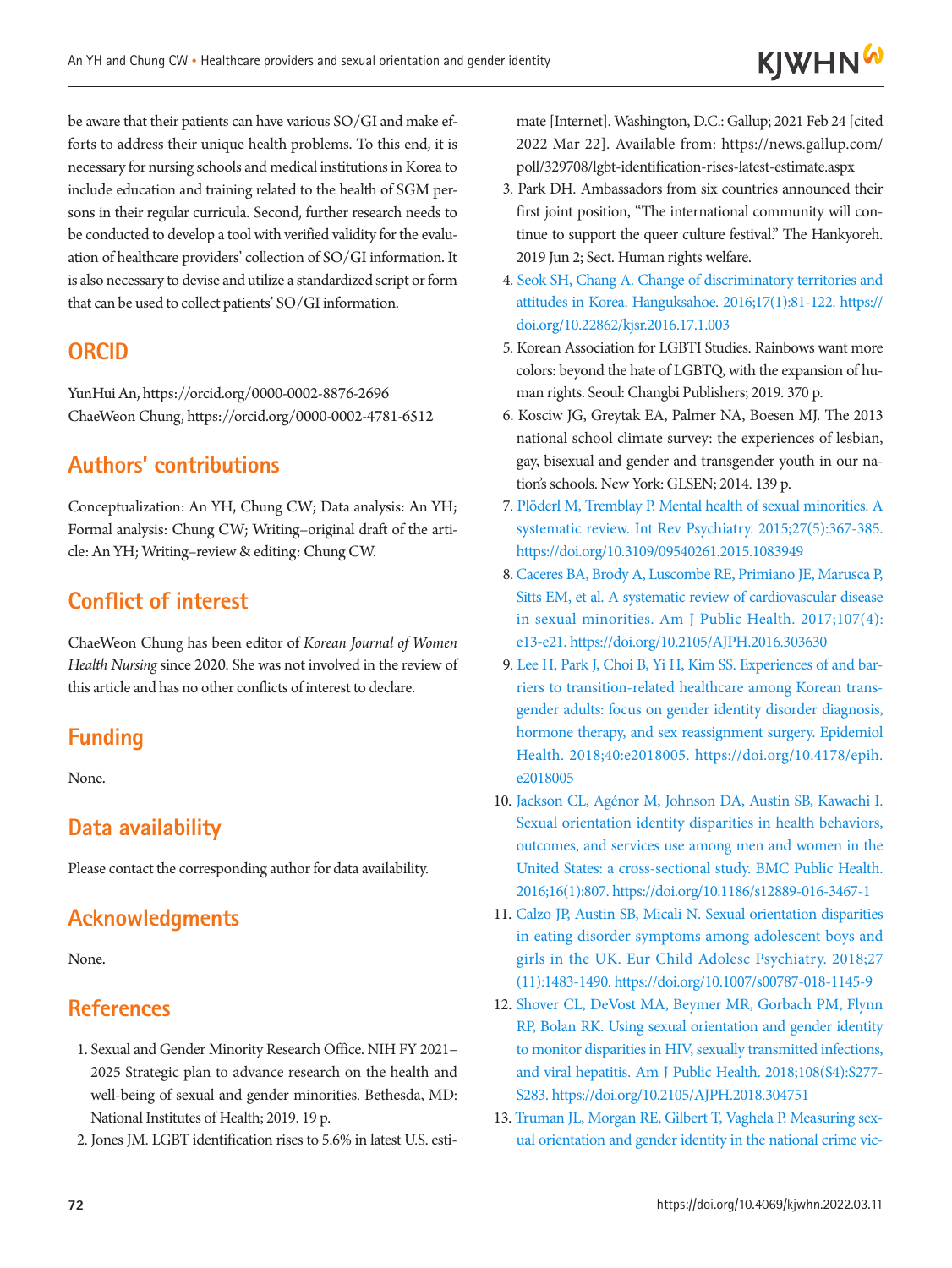be aware that their patients can have various SO/GI and make efforts to address their unique health problems. To this end, it is necessary for nursing schools and medical institutions in Korea to include education and training related to the health of SGM persons in their regular curricula. Second, further research needs to be conducted to develop a tool with verified validity for the evaluation of healthcare providers' collection of SO/GI information. It is also necessary to devise and utilize a standardized script or form that can be used to collect patients' SO/GI information.

## ORCID

YunHui An, https://orcid.org/0000-0002-8876-2696
ChaeWeon Chung, https://orcid.org/0000-0002-4781-6512

## Authors' contributions

Conceptualization: An YH, Chung CW; Data analysis: An YH; Formal analysis: Chung CW; Writing–original draft of the article: An YH; Writing–review & editing: Chung CW.

## Conflict of interest

ChaeWeon Chung has been editor of *Korean Journal of Women Health Nursing* since 2020. She was not involved in the review of this article and has no other conflicts of interest to declare.

## Funding

None.

## Data availability

Please contact the corresponding author for data availability.

## Acknowledgments

None.

## References

1. Sexual and Gender Minority Research Office. NIH FY 2021–2025 Strategic plan to advance research on the health and well-being of sexual and gender minorities. Bethesda, MD: National Institutes of Health; 2019. 19 p.
2. Jones JM. LGBT identification rises to 5.6% in latest U.S. estimate [Internet]. Washington, D.C.: Gallup; 2021 Feb 24 [cited 2022 Mar 22]. Available from: https://news.gallup.com/poll/329708/lgbt-identification-rises-latest-estimate.aspx
3. Park DH. Ambassadors from six countries announced their first joint position, "The international community will continue to support the queer culture festival." The Hankyoreh. 2019 Jun 2; Sect. Human rights welfare.
4. Seok SH, Chang A. Change of discriminatory territories and attitudes in Korea. Hanguksahoe. 2016;17(1):81-122. https://doi.org/10.22862/kjsr.2016.17.1.003
5. Korean Association for LGBTI Studies. Rainbows want more colors: beyond the hate of LGBTQ, with the expansion of human rights. Seoul: Changbi Publishers; 2019. 370 p.
6. Kosciw JG, Greytak EA, Palmer NA, Boesen MJ. The 2013 national school climate survey: the experiences of lesbian, gay, bisexual and gender and transgender youth in our nation's schools. New York: GLSEN; 2014. 139 p.
7. Plöderl M, Tremblay P. Mental health of sexual minorities. A systematic review. Int Rev Psychiatry. 2015;27(5):367-385. https://doi.org/10.3109/09540261.2015.1083949
8. Caceres BA, Brody A, Luscombe RE, Primiano JE, Marusca P, Sitts EM, et al. A systematic review of cardiovascular disease in sexual minorities. Am J Public Health. 2017;107(4):e13-e21. https://doi.org/10.2105/AJPH.2016.303630
9. Lee H, Park J, Choi B, Yi H, Kim SS. Experiences of and barriers to transition-related healthcare among Korean transgender adults: focus on gender identity disorder diagnosis, hormone therapy, and sex reassignment surgery. Epidemiol Health. 2018;40:e2018005. https://doi.org/10.4178/epih.e2018005
10. Jackson CL, Agénor M, Johnson DA, Austin SB, Kawachi I. Sexual orientation identity disparities in health behaviors, outcomes, and services use among men and women in the United States: a cross-sectional study. BMC Public Health. 2016;16(1):807. https://doi.org/10.1186/s12889-016-3467-1
11. Calzo JP, Austin SB, Micali N. Sexual orientation disparities in eating disorder symptoms among adolescent boys and girls in the UK. Eur Child Adolesc Psychiatry. 2018;27(11):1483-1490. https://doi.org/10.1007/s00787-018-1145-9
12. Shover CL, DeVost MA, Beymer MR, Gorbach PM, Flynn RP, Bolan RK. Using sexual orientation and gender identity to monitor disparities in HIV, sexually transmitted infections, and viral hepatitis. Am J Public Health. 2018;108(S4):S277-S283. https://doi.org/10.2105/AJPH.2018.304751
13. Truman JL, Morgan RE, Gilbert T, Vaghela P. Measuring sexual orientation and gender identity in the national crime vic-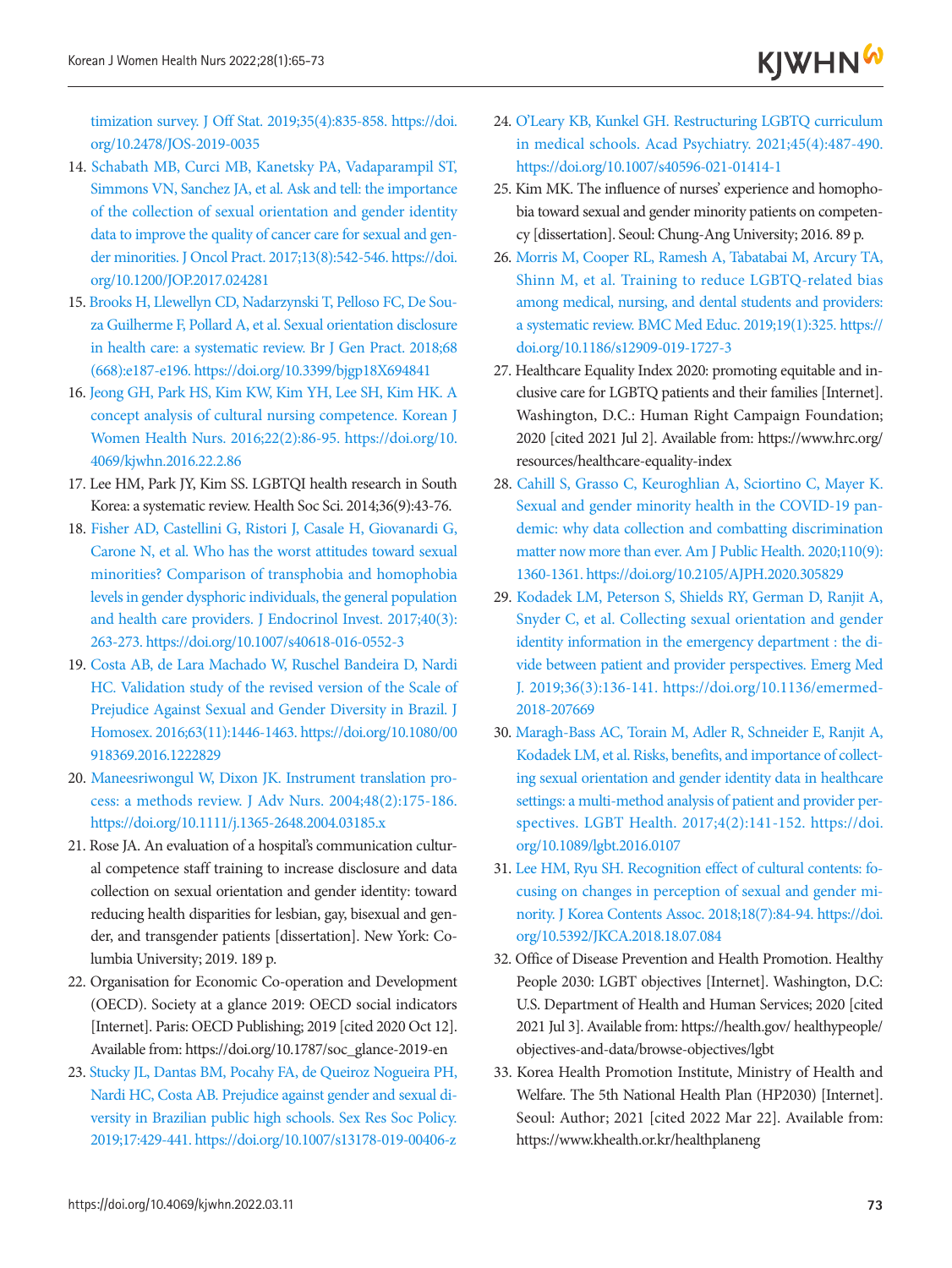timization survey. J Off Stat. 2019;35(4):835-858. https://doi.org/10.2478/JOS-2019-0035

14. Schabath MB, Curci MB, Kanetsky PA, Vadaparampil ST, Simmons VN, Sanchez JA, et al. Ask and tell: the importance of the collection of sexual orientation and gender identity data to improve the quality of cancer care for sexual and gender minorities. J Oncol Pract. 2017;13(8):542-546. https://doi.org/10.1200/JOP.2017.024281
15. Brooks H, Llewellyn CD, Nadarzynski T, Pelloso FC, De Souza Guilherme F, Pollard A, et al. Sexual orientation disclosure in health care: a systematic review. Br J Gen Pract. 2018;68(668):e187-e196. https://doi.org/10.3399/bjgp18X694841
16. Jeong GH, Park HS, Kim KW, Kim YH, Lee SH, Kim HK. A concept analysis of cultural nursing competence. Korean J Women Health Nurs. 2016;22(2):86-95. https://doi.org/10.4069/kjwhn.2016.22.2.86
17. Lee HM, Park JY, Kim SS. LGBTQI health research in South Korea: a systematic review. Health Soc Sci. 2014;36(9):43-76.
18. Fisher AD, Castellini G, Ristori J, Casale H, Giovanardi G, Carone N, et al. Who has the worst attitudes toward sexual minorities? Comparison of transphobia and homophobia levels in gender dysphoric individuals, the general population and health care providers. J Endocrinol Invest. 2017;40(3):263-273. https://doi.org/10.1007/s40618-016-0552-3
19. Costa AB, de Lara Machado W, Ruschel Bandeira D, Nardi HC. Validation study of the revised version of the Scale of Prejudice Against Sexual and Gender Diversity in Brazil. J Homosex. 2016;63(11):1446-1463. https://doi.org/10.1080/00918369.2016.1222829
20. Maneesriwongul W, Dixon JK. Instrument translation process: a methods review. J Adv Nurs. 2004;48(2):175-186. https://doi.org/10.1111/j.1365-2648.2004.03185.x
21. Rose JA. An evaluation of a hospital's communication cultural competence staff training to increase disclosure and data collection on sexual orientation and gender identity: toward reducing health disparities for lesbian, gay, bisexual and gender, and transgender patients [dissertation]. New York: Columbia University; 2019. 189 p.
22. Organisation for Economic Co-operation and Development (OECD). Society at a glance 2019: OECD social indicators [Internet]. Paris: OECD Publishing; 2019 [cited 2020 Oct 12]. Available from: https://doi.org/10.1787/soc_glance-2019-en
23. Stucky JL, Dantas BM, Pocahy FA, de Queiroz Nogueira PH, Nardi HC, Costa AB. Prejudice against gender and sexual diversity in Brazilian public high schools. Sex Res Soc Policy. 2019;17:429-441. https://doi.org/10.1007/s13178-019-00406-z
24. O'Leary KB, Kunkel GH. Restructuring LGBTQ curriculum in medical schools. Acad Psychiatry. 2021;45(4):487-490. https://doi.org/10.1007/s40596-021-01414-1
25. Kim MK. The influence of nurses' experience and homophobia toward sexual and gender minority patients on competency [dissertation]. Seoul: Chung-Ang University; 2016. 89 p.
26. Morris M, Cooper RL, Ramesh A, Tabatabai M, Arcury TA, Shinn M, et al. Training to reduce LGBTQ-related bias among medical, nursing, and dental students and providers: a systematic review. BMC Med Educ. 2019;19(1):325. https://doi.org/10.1186/s12909-019-1727-3
27. Healthcare Equality Index 2020: promoting equitable and inclusive care for LGBTQ patients and their families [Internet]. Washington, D.C.: Human Right Campaign Foundation; 2020 [cited 2021 Jul 2]. Available from: https://www.hrc.org/resources/healthcare-equality-index
28. Cahill S, Grasso C, Keuroghlian A, Sciortino C, Mayer K. Sexual and gender minority health in the COVID-19 pandemic: why data collection and combatting discrimination matter now more than ever. Am J Public Health. 2020;110(9):1360-1361. https://doi.org/10.2105/AJPH.2020.305829
29. Kodadek LM, Peterson S, Shields RY, German D, Ranjit A, Snyder C, et al. Collecting sexual orientation and gender identity information in the emergency department : the divide between patient and provider perspectives. Emerg Med J. 2019;36(3):136-141. https://doi.org/10.1136/emermed-2018-207669
30. Maragh-Bass AC, Torain M, Adler R, Schneider E, Ranjit A, Kodadek LM, et al. Risks, benefits, and importance of collecting sexual orientation and gender identity data in healthcare settings: a multi-method analysis of patient and provider perspectives. LGBT Health. 2017;4(2):141-152. https://doi.org/10.1089/lgbt.2016.0107
31. Lee HM, Ryu SH. Recognition effect of cultural contents: focusing on changes in perception of sexual and gender minority. J Korea Contents Assoc. 2018;18(7):84-94. https://doi.org/10.5392/JKCA.2018.18.07.084
32. Office of Disease Prevention and Health Promotion. Healthy People 2030: LGBT objectives [Internet]. Washington, D.C: U.S. Department of Health and Human Services; 2020 [cited 2021 Jul 3]. Available from: https://health.gov/ healthypeople/objectives-and-data/browse-objectives/lgbt
33. Korea Health Promotion Institute, Ministry of Health and Welfare. The 5th National Health Plan (HP2030) [Internet]. Seoul: Author; 2021 [cited 2022 Mar 22]. Available from: https://www.khealth.or.kr/healthplaneng